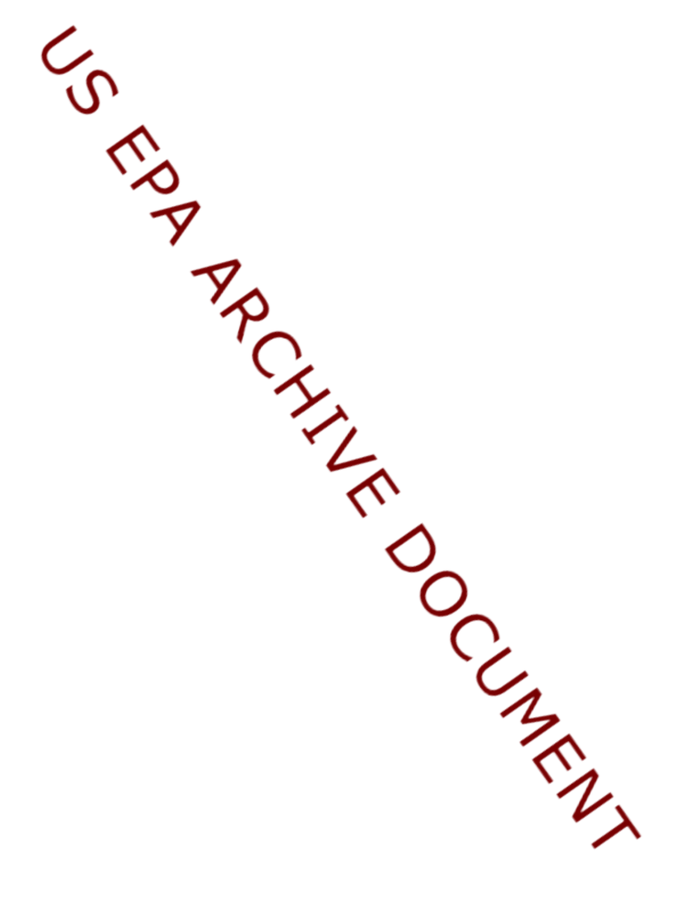US EPA ARCHIVE DOCUMENT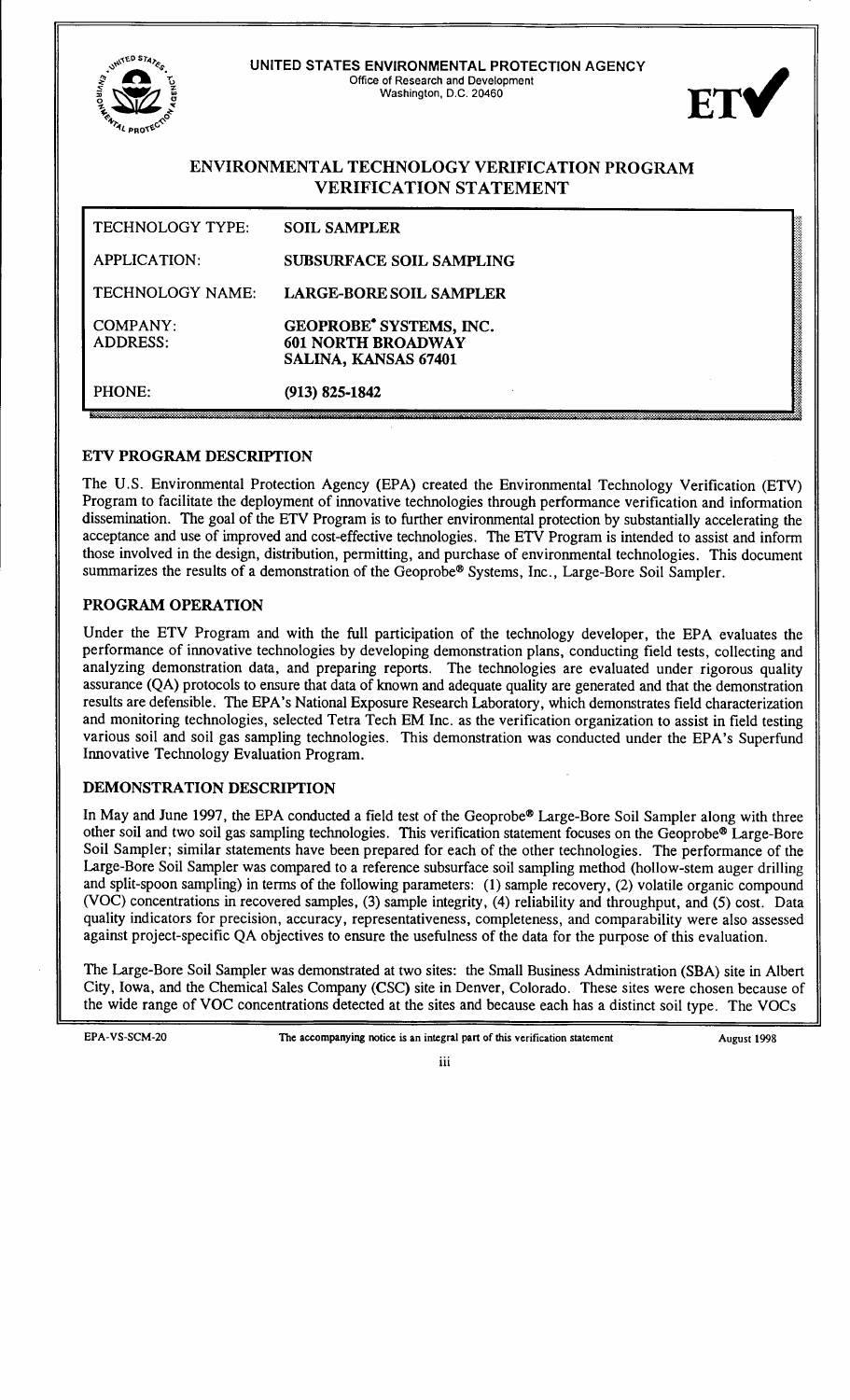UNITED STATES ENVIRONMENTAL PROTECTION AGENCY
Office of Research and Development
Washington, D.C. 20460

# ENVIRONMENTAL TECHNOLOGY VERIFICATION PROGRAM VERIFICATION STATEMENT

| | |
|---|---|
| TECHNOLOGY TYPE: | **SOIL SAMPLER** |
| APPLICATION: | **SUBSURFACE SOIL SAMPLING** |
| TECHNOLOGY NAME: | **LARGE-BORE SOIL SAMPLER** |
| COMPANY: ADDRESS: | **GEOPROBE® SYSTEMS, INC. 601 NORTH BROADWAY SALINA, KANSAS 67401** |
| PHONE: | **(913) 825-1842** |

## ETV PROGRAM DESCRIPTION

The U.S. Environmental Protection Agency (EPA) created the Environmental Technology Verification (ETV) Program to facilitate the deployment of innovative technologies through performance verification and information dissemination. The goal of the ETV Program is to further environmental protection by substantially accelerating the acceptance and use of improved and cost-effective technologies. The ETV Program is intended to assist and inform those involved in the design, distribution, permitting, and purchase of environmental technologies. This document summarizes the results of a demonstration of the Geoprobe® Systems, Inc., Large-Bore Soil Sampler.

## PROGRAM OPERATION

Under the ETV Program and with the full participation of the technology developer, the EPA evaluates the performance of innovative technologies by developing demonstration plans, conducting field tests, collecting and analyzing demonstration data, and preparing reports. The technologies are evaluated under rigorous quality assurance (QA) protocols to ensure that data of known and adequate quality are generated and that the demonstration results are defensible. The EPA's National Exposure Research Laboratory, which demonstrates field characterization and monitoring technologies, selected Tetra Tech EM Inc. as the verification organization to assist in field testing various soil and soil gas sampling technologies. This demonstration was conducted under the EPA's Superfund Innovative Technology Evaluation Program.

## DEMONSTRATION DESCRIPTION

In May and June 1997, the EPA conducted a field test of the Geoprobe® Large-Bore Soil Sampler along with three other soil and two soil gas sampling technologies. This verification statement focuses on the Geoprobe® Large-Bore Soil Sampler; similar statements have been prepared for each of the other technologies. The performance of the Large-Bore Soil Sampler was compared to a reference subsurface soil sampling method (hollow-stem auger drilling and split-spoon sampling) in terms of the following parameters: (1) sample recovery, (2) volatile organic compound (VOC) concentrations in recovered samples, (3) sample integrity, (4) reliability and throughput, and (5) cost. Data quality indicators for precision, accuracy, representativeness, completeness, and comparability were also assessed against project-specific QA objectives to ensure the usefulness of the data for the purpose of this evaluation.

The Large-Bore Soil Sampler was demonstrated at two sites: the Small Business Administration (SBA) site in Albert City, Iowa, and the Chemical Sales Company (CSC) site in Denver, Colorado. These sites were chosen because of the wide range of VOC concentrations detected at the sites and because each has a distinct soil type. The VOCs

EPA-VS-SCM-20 The accompanying notice is an integral part of this verification statement August 1998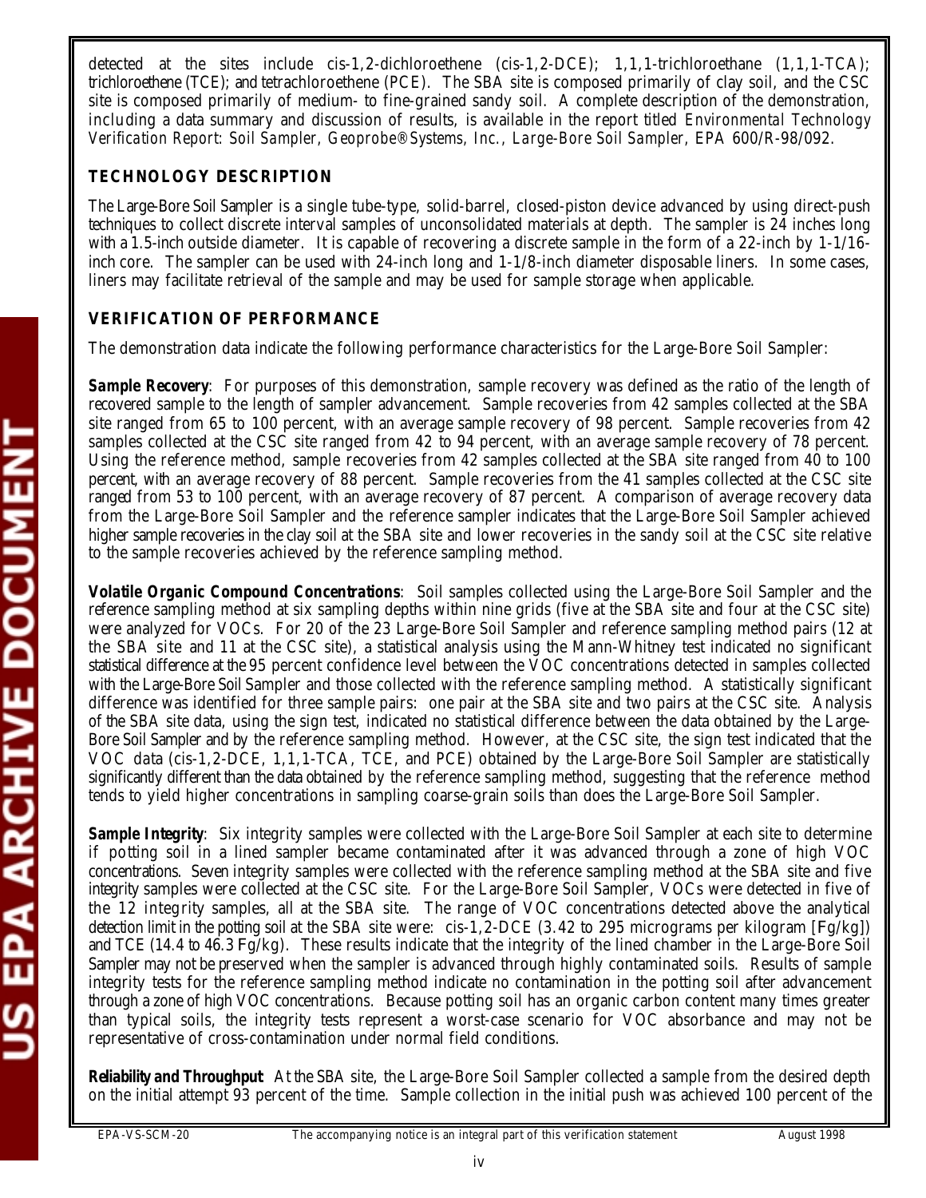detected at the sites include cis-1,2-dichloroethene (cis-1,2-DCE); 1,1,1-trichloroethane (1,1,1-TCA); trichloroethene (TCE); and tetrachloroethene (PCE). The SBA site is composed primarily of clay soil, and the CSC site is composed primarily of medium- to fine-grained sandy soil. A complete description of the demonstration, including a data summary and discussion of results, is available in the report titled *Environmental Technology Verification Report: Soil Sampler, Geoprobe® Systems, Inc., Large-Bore Soil Sampler, EPA 600/R-98/092.*

## TECHNOLOGY DESCRIPTION

The Large-Bore Soil Sampler is a single tube-type, solid-barrel, closed-piston device advanced by using direct-push techniques to collect discrete interval samples of unconsolidated materials at depth. The sampler is 24 inches long with a 1.5-inch outside diameter. It is capable of recovering a discrete sample in the form of a 22-inch by 1-1/16-inch core. The sampler can be used with 24-inch long and 1-1/8-inch diameter disposable liners. In some cases, liners may facilitate retrieval of the sample and may be used for sample storage when applicable.

## VERIFICATION OF PERFORMANCE

The demonstration data indicate the following performance characteristics for the Large-Bore Soil Sampler:

***Sample Recovery***: For purposes of this demonstration, sample recovery was defined as the ratio of the length of recovered sample to the length of sampler advancement. Sample recoveries from 42 samples collected at the SBA site ranged from 65 to 100 percent, with an average sample recovery of 98 percent. Sample recoveries from 42 samples collected at the CSC site ranged from 42 to 94 percent, with an average sample recovery of 78 percent. Using the reference method, sample recoveries from 42 samples collected at the SBA site ranged from 40 to 100 percent, with an average recovery of 88 percent. Sample recoveries from the 41 samples collected at the CSC site ranged from 53 to 100 percent, with an average recovery of 87 percent. A comparison of average recovery data from the Large-Bore Soil Sampler and the reference sampler indicates that the Large-Bore Soil Sampler achieved higher sample recoveries in the clay soil at the SBA site and lower recoveries in the sandy soil at the CSC site relative to the sample recoveries achieved by the reference sampling method.

***Volatile Organic Compound Concentrations***: Soil samples collected using the Large-Bore Soil Sampler and the reference sampling method at six sampling depths within nine grids (five at the SBA site and four at the CSC site) were analyzed for VOCs. For 20 of the 23 Large-Bore Soil Sampler and reference sampling method pairs (12 at the SBA site and 11 at the CSC site), a statistical analysis using the Mann-Whitney test indicated no significant statistical difference at the 95 percent confidence level between the VOC concentrations detected in samples collected with the Large-Bore Soil Sampler and those collected with the reference sampling method. A statistically significant difference was identified for three sample pairs: one pair at the SBA site and two pairs at the CSC site. Analysis of the SBA site data, using the sign test, indicated no statistical difference between the data obtained by the Large-Bore Soil Sampler and by the reference sampling method. However, at the CSC site, the sign test indicated that the VOC data (cis-1,2-DCE, 1,1,1-TCA, TCE, and PCE) obtained by the Large-Bore Soil Sampler are statistically significantly different than the data obtained by the reference sampling method, suggesting that the reference method tends to yield higher concentrations in sampling coarse-grain soils than does the Large-Bore Soil Sampler.

***Sample Integrity***: Six integrity samples were collected with the Large-Bore Soil Sampler at each site to determine if potting soil in a lined sampler became contaminated after it was advanced through a zone of high VOC concentrations. Seven integrity samples were collected with the reference sampling method at the SBA site and five integrity samples were collected at the CSC site. For the Large-Bore Soil Sampler, VOCs were detected in five of the 12 integrity samples, all at the SBA site. The range of VOC concentrations detected above the analytical detection limit in the potting soil at the SBA site were: cis-1,2-DCE (3.42 to 295 micrograms per kilogram [Fg/kg]) and TCE (14.4 to 46.3 Fg/kg). These results indicate that the integrity of the lined chamber in the Large-Bore Soil Sampler may not be preserved when the sampler is advanced through highly contaminated soils. Results of sample integrity tests for the reference sampling method indicate no contamination in the potting soil after advancement through a zone of high VOC concentrations. Because potting soil has an organic carbon content many times greater than typical soils, the integrity tests represent a worst-case scenario for VOC absorbance and may not be representative of cross-contamination under normal field conditions.

***Reliability and Throughput***: At the SBA site, the Large-Bore Soil Sampler collected a sample from the desired depth on the initial attempt 93 percent of the time. Sample collection in the initial push was achieved 100 percent of the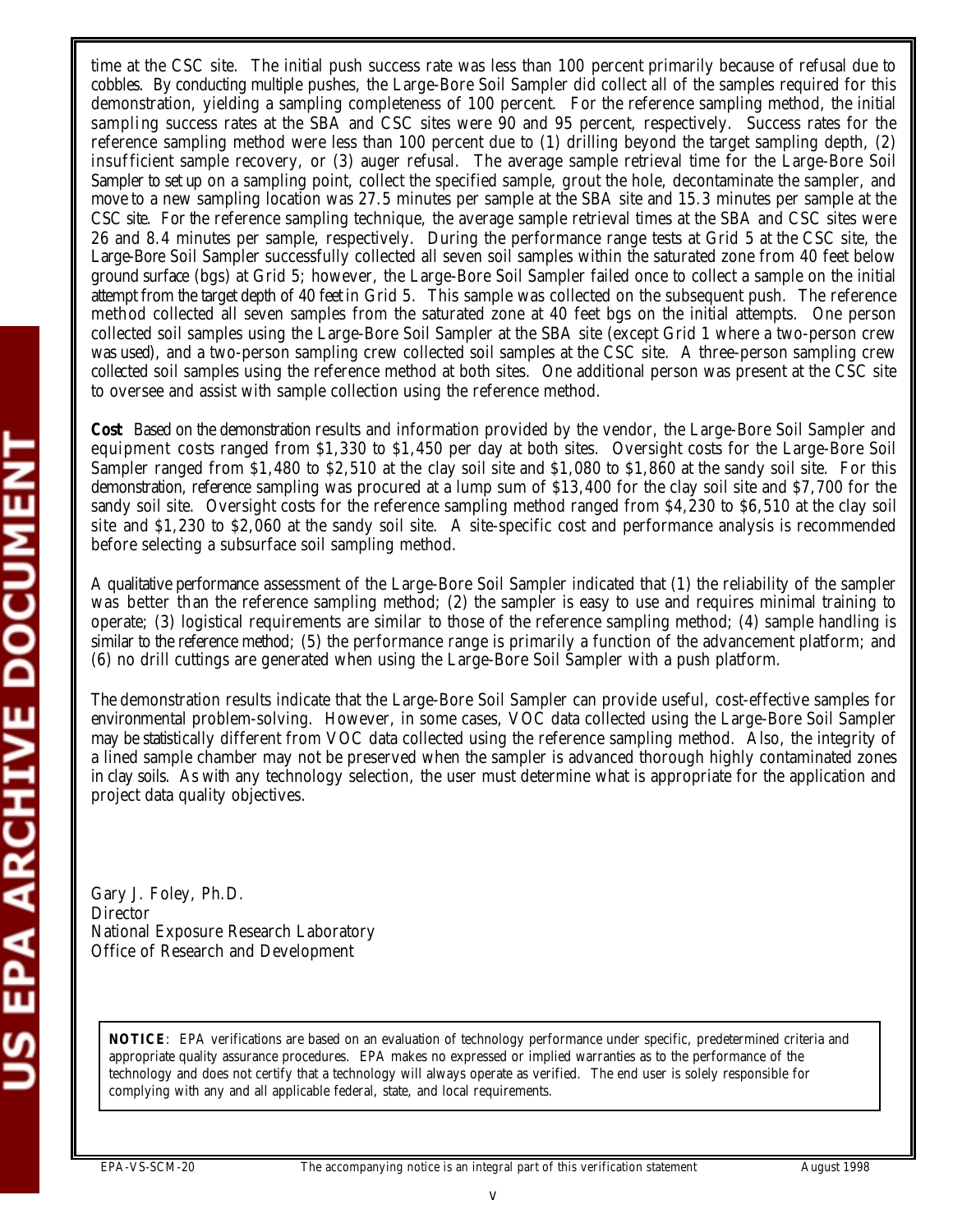time at the CSC site. The initial push success rate was less than 100 percent primarily because of refusal due to cobbles. By conducting multiple pushes, the Large-Bore Soil Sampler did collect all of the samples required for this demonstration, yielding a sampling completeness of 100 percent. For the reference sampling method, the initial sampling success rates at the SBA and CSC sites were 90 and 95 percent, respectively. Success rates for the reference sampling method were less than 100 percent due to (1) drilling beyond the target sampling depth, (2) insufficient sample recovery, or (3) auger refusal. The average sample retrieval time for the Large-Bore Soil Sampler to set up on a sampling point, collect the specified sample, grout the hole, decontaminate the sampler, and move to a new sampling location was 27.5 minutes per sample at the SBA site and 15.3 minutes per sample at the CSC site. For the reference sampling technique, the average sample retrieval times at the SBA and CSC sites were 26 and 8.4 minutes per sample, respectively. During the performance range tests at Grid 5 at the CSC site, the Large-Bore Soil Sampler successfully collected all seven soil samples within the saturated zone from 40 feet below ground surface (bgs) at Grid 5; however, the Large-Bore Soil Sampler failed once to collect a sample on the initial attempt from the target depth of 40 feet in Grid 5. This sample was collected on the subsequent push. The reference method collected all seven samples from the saturated zone at 40 feet bgs on the initial attempts. One person collected soil samples using the Large-Bore Soil Sampler at the SBA site (except Grid 1 where a two-person crew was used), and a two-person sampling crew collected soil samples at the CSC site. A three-person sampling crew collected soil samples using the reference method at both sites. One additional person was present at the CSC site to oversee and assist with sample collection using the reference method.

**Cost**: Based on the demonstration results and information provided by the vendor, the Large-Bore Soil Sampler and equipment costs ranged from $1,330 to $1,450 per day at both sites. Oversight costs for the Large-Bore Soil Sampler ranged from $1,480 to $2,510 at the clay soil site and $1,080 to $1,860 at the sandy soil site. For this demonstration, reference sampling was procured at a lump sum of $13,400 for the clay soil site and $7,700 for the sandy soil site. Oversight costs for the reference sampling method ranged from $4,230 to $6,510 at the clay soil site and $1,230 to $2,060 at the sandy soil site. A site-specific cost and performance analysis is recommended before selecting a subsurface soil sampling method.

A qualitative performance assessment of the Large-Bore Soil Sampler indicated that (1) the reliability of the sampler was better than the reference sampling method; (2) the sampler is easy to use and requires minimal training to operate; (3) logistical requirements are similar to those of the reference sampling method; (4) sample handling is similar to the reference method; (5) the performance range is primarily a function of the advancement platform; and (6) no drill cuttings are generated when using the Large-Bore Soil Sampler with a push platform.

The demonstration results indicate that the Large-Bore Soil Sampler can provide useful, cost-effective samples for environmental problem-solving. However, in some cases, VOC data collected using the Large-Bore Soil Sampler may be statistically different from VOC data collected using the reference sampling method. Also, the integrity of a lined sample chamber may not be preserved when the sampler is advanced thorough highly contaminated zones in clay soils. As with any technology selection, the user must determine what is appropriate for the application and project data quality objectives.

Gary J. Foley, Ph.D.
Director
National Exposure Research Laboratory
Office of Research and Development

**NOTICE**: EPA verifications are based on an evaluation of technology performance under specific, predetermined criteria and appropriate quality assurance procedures. EPA makes no expressed or implied warranties as to the performance of the technology and does not certify that a technology will always operate as verified. The end user is solely responsible for complying with any and all applicable federal, state, and local requirements.